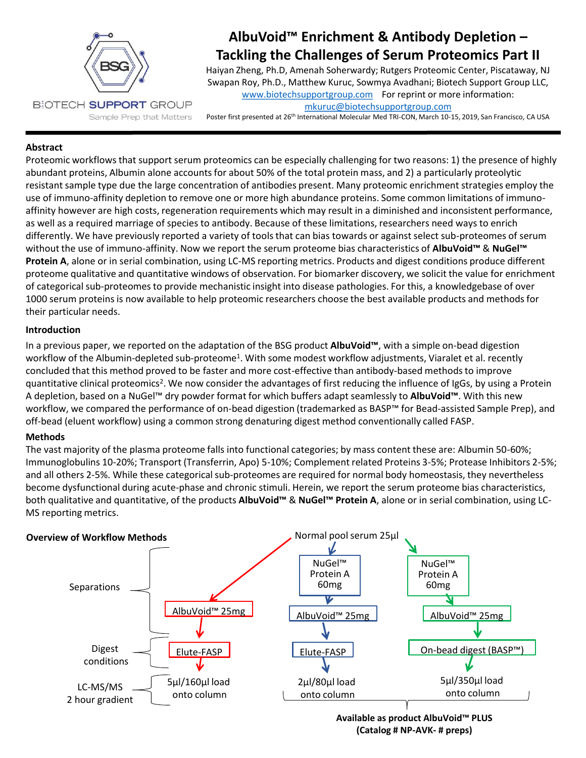# AlbuVoid™ Enrichment & Antibody Depletion – Tackling the Challenges of Serum Proteomics Part II

Haiyan Zheng, Ph.D, Amenah Soherwardy; Rutgers Proteomic Center, Piscataway, NJ
Swapan Roy, Ph.D., Matthew Kuruc, Sowmya Avadhani; Biotech Support Group LLC,
www.biotechsupportgroup.com For reprint or more information:
mkuruc@biotechsupportgroup.com

Poster first presented at 26th International Molecular Med TRI-CON, March 10-15, 2019, San Francisco, CA USA

BIOTECH SUPPORT GROUP
Sample Prep that Matters

## Abstract

Proteomic workflows that support serum proteomics can be especially challenging for two reasons: 1) the presence of highly abundant proteins, Albumin alone accounts for about 50% of the total protein mass, and 2) a particularly proteolytic resistant sample type due the large concentration of antibodies present. Many proteomic enrichment strategies employ the use of immuno-affinity depletion to remove one or more high abundance proteins. Some common limitations of immuno-affinity however are high costs, regeneration requirements which may result in a diminished and inconsistent performance, as well as a required marriage of species to antibody. Because of these limitations, researchers need ways to enrich differently. We have previously reported a variety of tools that can bias towards or against select sub-proteomes of serum without the use of immuno-affinity. Now we report the serum proteome bias characteristics of **AlbuVoid™** & **NuGel™ Protein A**, alone or in serial combination, using LC-MS reporting metrics. Products and digest conditions produce different proteome qualitative and quantitative windows of observation. For biomarker discovery, we solicit the value for enrichment of categorical sub-proteomes to provide mechanistic insight into disease pathologies. For this, a knowledgebase of over 1000 serum proteins is now available to help proteomic researchers choose the best available products and methods for their particular needs.

## Introduction

In a previous paper, we reported on the adaptation of the BSG product **AlbuVoid™**, with a simple on-bead digestion workflow of the Albumin-depleted sub-proteome[1]. With some modest workflow adjustments, Viaralet et al. recently concluded that this method proved to be faster and more cost-effective than antibody-based methods to improve quantitative clinical proteomics[2]. We now consider the advantages of first reducing the influence of IgGs, by using a Protein A depletion, based on a NuGel™ dry powder format for which buffers adapt seamlessly to **AlbuVoid™**. With this new workflow, we compared the performance of on-bead digestion (trademarked as BASP™ for Bead-assisted Sample Prep), and off-bead (eluent workflow) using a common strong denaturing digest method conventionally called FASP.

## Methods

The vast majority of the plasma proteome falls into functional categories; by mass content these are: Albumin 50-60%; Immunoglobulins 10-20%; Transport (Transferrin, Apo) 5-10%; Complement related Proteins 3-5%; Protease Inhibitors 2-5%; and all others 2-5%. While these categorical sub-proteomes are required for normal body homeostasis, they nevertheless become dysfunctional during acute-phase and chronic stimuli. Herein, we report the serum proteome bias characteristics, both qualitative and quantitative, of the products **AlbuVoid™** & **NuGel™ Protein A**, alone or in serial combination, using LC-MS reporting metrics.

**Overview of Workflow Methods**

Normal pool serum 25µl

| | Workflow 1 | Workflow 2 | Workflow 3 |
|---|---|---|---|
| Separations | AlbuVoid™ 25mg | NuGel™ Protein A 60mg → AlbuVoid™ 25mg | NuGel™ Protein A 60mg → AlbuVoid™ 25mg |
| Digest conditions | Elute-FASP | Elute-FASP | On-bead digest (BASP™) |
| LC-MS/MS 2 hour gradient | 5µl/160µl load onto column | 2µl/80µl load onto column | 5µl/350µl load onto column |

**Available as product AlbuVoid™ PLUS (Catalog # NP-AVK- # preps)** (Workflows 2 and 3)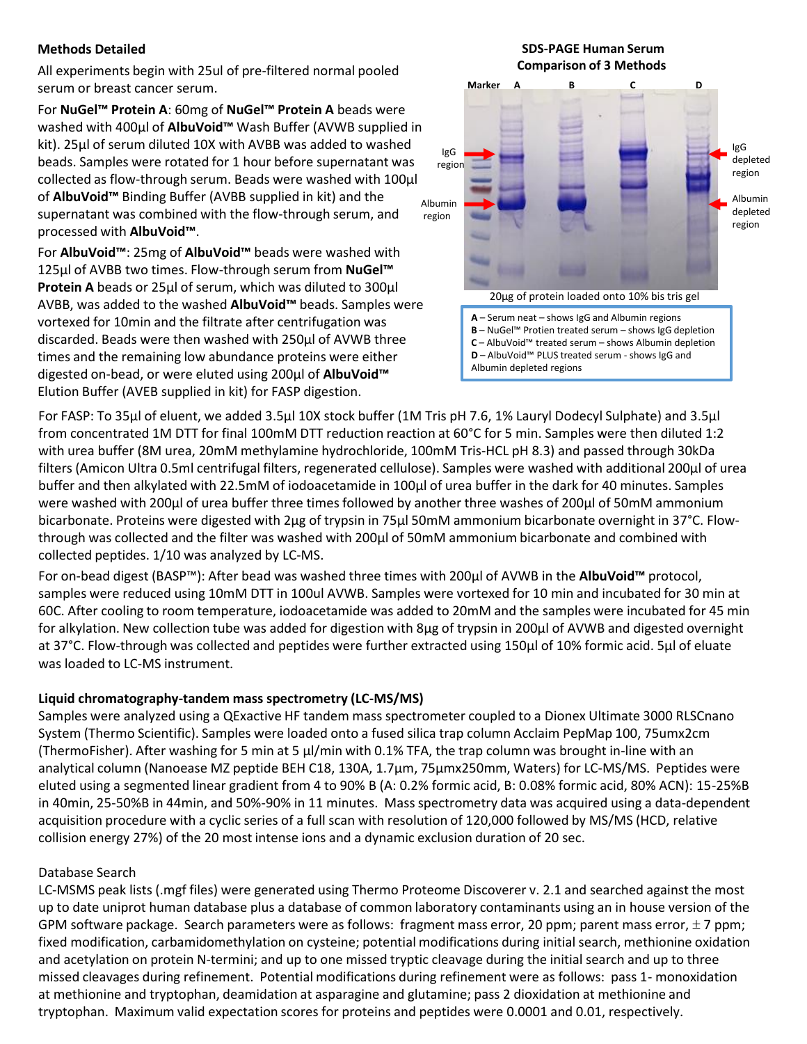**Methods Detailed**

All experiments begin with 25ul of pre-filtered normal pooled serum or breast cancer serum.

For **NuGel™ Protein A**: 60mg of **NuGel™ Protein A** beads were washed with 400µl of **AlbuVoid™** Wash Buffer (AVWB supplied in kit). 25µl of serum diluted 10X with AVBB was added to washed beads. Samples were rotated for 1 hour before supernatant was collected as flow-through serum. Beads were washed with 100µl of **AlbuVoid™** Binding Buffer (AVBB supplied in kit) and the supernatant was combined with the flow-through serum, and processed with **AlbuVoid™**.

For **AlbuVoid™**: 25mg of **AlbuVoid™** beads were washed with 125µl of AVBB two times. Flow-through serum from **NuGel™ Protein A** beads or 25µl of serum, which was diluted to 300µl AVBB, was added to the washed **AlbuVoid™** beads. Samples were vortexed for 10min and the filtrate after centrifugation was discarded. Beads were then washed with 250µl of AVWB three times and the remaining low abundance proteins were either digested on-bead, or were eluted using 200µl of **AlbuVoid™** Elution Buffer (AVEB supplied in kit) for FASP digestion.

**SDS-PAGE Human Serum Comparison of 3 Methods**

Marker A B C D

IgG region — Albumin region — IgG depleted region — Albumin depleted region

20µg of protein loaded onto 10% bis tris gel

**A** – Serum neat – shows IgG and Albumin regions
**B** – NuGel™ Protien treated serum – shows IgG depletion
**C** – AlbuVoid™ treated serum – shows Albumin depletion
**D** – AlbuVoid™ PLUS treated serum - shows IgG and Albumin depleted regions

For FASP: To 35µl of eluent, we added 3.5µl 10X stock buffer (1M Tris pH 7.6, 1% Lauryl Dodecyl Sulphate) and 3.5µl from concentrated 1M DTT for final 100mM DTT reduction reaction at 60°C for 5 min. Samples were then diluted 1:2 with urea buffer (8M urea, 20mM methylamine hydrochloride, 100mM Tris-HCL pH 8.3) and passed through 30kDa filters (Amicon Ultra 0.5ml centrifugal filters, regenerated cellulose). Samples were washed with additional 200µl of urea buffer and then alkylated with 22.5mM of iodoacetamide in 100µl of urea buffer in the dark for 40 minutes. Samples were washed with 200µl of urea buffer three times followed by another three washes of 200µl of 50mM ammonium bicarbonate. Proteins were digested with 2µg of trypsin in 75µl 50mM ammonium bicarbonate overnight in 37°C. Flow-through was collected and the filter was washed with 200µl of 50mM ammonium bicarbonate and combined with collected peptides. 1/10 was analyzed by LC-MS.

For on-bead digest (BASP™): After bead was washed three times with 200µl of AVWB in the **AlbuVoid™** protocol, samples were reduced using 10mM DTT in 100ul AVWB. Samples were vortexed for 10 min and incubated for 30 min at 60C. After cooling to room temperature, iodoacetamide was added to 20mM and the samples were incubated for 45 min for alkylation. New collection tube was added for digestion with 8µg of trypsin in 200µl of AVWB and digested overnight at 37°C. Flow-through was collected and peptides were further extracted using 150µl of 10% formic acid. 5µl of eluate was loaded to LC-MS instrument.

**Liquid chromatography-tandem mass spectrometry (LC-MS/MS)**

Samples were analyzed using a QExactive HF tandem mass spectrometer coupled to a Dionex Ultimate 3000 RLSCnano System (Thermo Scientific). Samples were loaded onto a fused silica trap column Acclaim PepMap 100, 75umx2cm (ThermoFisher). After washing for 5 min at 5 µl/min with 0.1% TFA, the trap column was brought in-line with an analytical column (Nanoease MZ peptide BEH C18, 130A, 1.7µm, 75µmx250mm, Waters) for LC-MS/MS. Peptides were eluted using a segmented linear gradient from 4 to 90% B (A: 0.2% formic acid, B: 0.08% formic acid, 80% ACN): 15-25%B in 40min, 25-50%B in 44min, and 50%-90% in 11 minutes. Mass spectrometry data was acquired using a data-dependent acquisition procedure with a cyclic series of a full scan with resolution of 120,000 followed by MS/MS (HCD, relative collision energy 27%) of the 20 most intense ions and a dynamic exclusion duration of 20 sec.

Database Search

LC-MSMS peak lists (.mgf files) were generated using Thermo Proteome Discoverer v. 2.1 and searched against the most up to date uniprot human database plus a database of common laboratory contaminants using an in house version of the GPM software package. Search parameters were as follows: fragment mass error, 20 ppm; parent mass error, ± 7 ppm; fixed modification, carbamidomethylation on cysteine; potential modifications during initial search, methionine oxidation and acetylation on protein N-termini; and up to one missed tryptic cleavage during the initial search and up to three missed cleavages during refinement. Potential modifications during refinement were as follows: pass 1- monoxidation at methionine and tryptophan, deamidation at asparagine and glutamine; pass 2 dioxidation at methionine and tryptophan. Maximum valid expectation scores for proteins and peptides were 0.0001 and 0.01, respectively.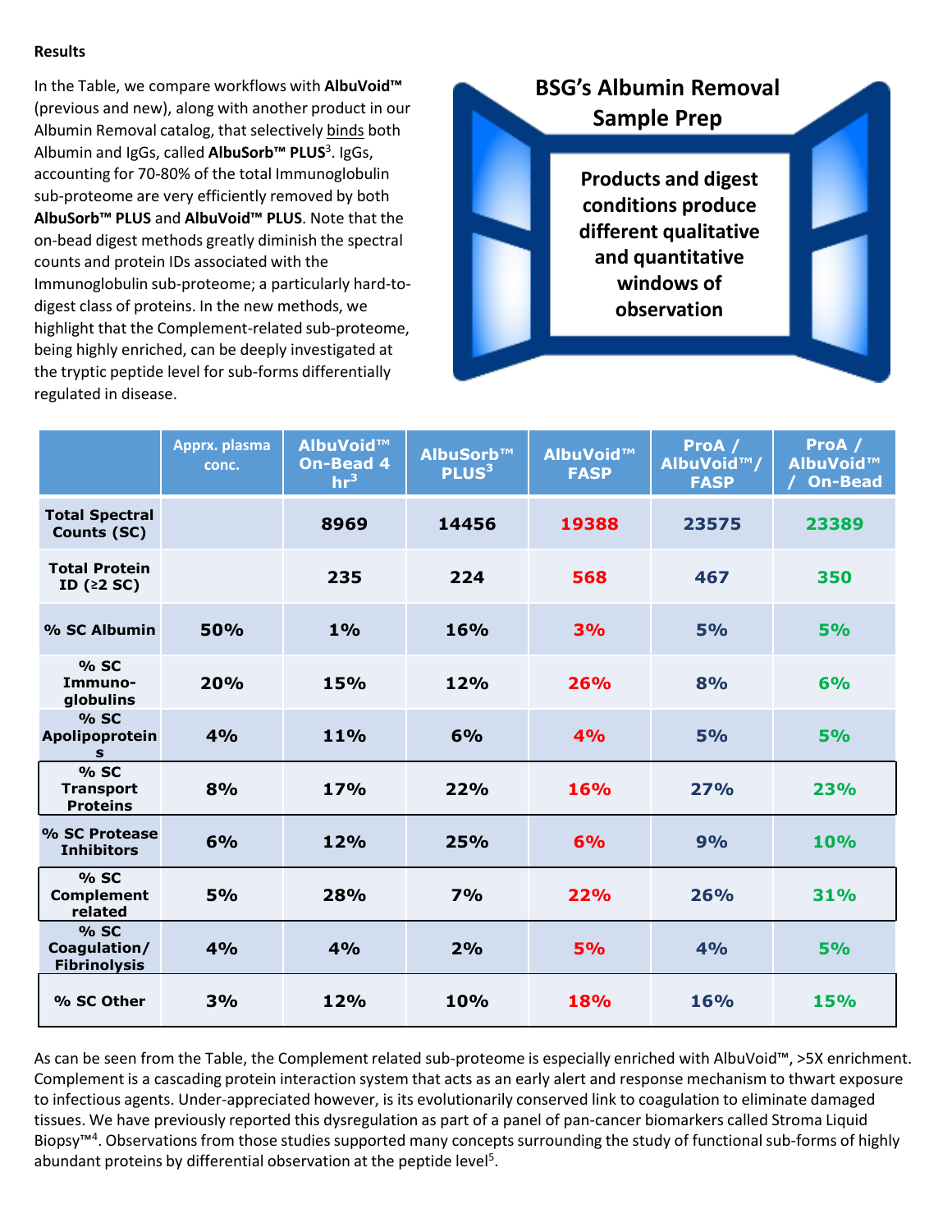**Results**

In the Table, we compare workflows with **AlbuVoid™** (previous and new), along with another product in our Albumin Removal catalog, that selectively binds both Albumin and IgGs, called **AlbuSorb™ PLUS**[3]. IgGs, accounting for 70-80% of the total Immunoglobulin sub-proteome are very efficiently removed by both **AlbuSorb™ PLUS** and **AlbuVoid™ PLUS**. Note that the on-bead digest methods greatly diminish the spectral counts and protein IDs associated with the Immunoglobulin sub-proteome; a particularly hard-to-digest class of proteins. In the new methods, we highlight that the Complement-related sub-proteome, being highly enriched, can be deeply investigated at the tryptic peptide level for sub-forms differentially regulated in disease.

**BSG's Albumin Removal Sample Prep**

**Products and digest conditions produce different qualitative and quantitative windows of observation**

| | Apprx. plasma conc. | AlbuVoid™ On-Bead 4 hr[3] | AlbuSorb™ PLUS[3] | AlbuVoid™ FASP | ProA / AlbuVoid™/ FASP | ProA / AlbuVoid™ / On-Bead |
|---|---|---|---|---|---|---|
| Total Spectral Counts (SC) | | 8969 | 14456 | 19388 | 23575 | 23389 |
| Total Protein ID (≥2 SC) | | 235 | 224 | 568 | 467 | 350 |
| % SC Albumin | 50% | 1% | 16% | 3% | 5% | 5% |
| % SC Immuno-globulins | 20% | 15% | 12% | 26% | 8% | 6% |
| % SC Apolipoproteins | 4% | 11% | 6% | 4% | 5% | 5% |
| % SC Transport Proteins | 8% | 17% | 22% | 16% | 27% | 23% |
| % SC Protease Inhibitors | 6% | 12% | 25% | 6% | 9% | 10% |
| % SC Complement related | 5% | 28% | 7% | 22% | 26% | 31% |
| % SC Coagulation/ Fibrinolysis | 4% | 4% | 2% | 5% | 4% | 5% |
| % SC Other | 3% | 12% | 10% | 18% | 16% | 15% |

As can be seen from the Table, the Complement related sub-proteome is especially enriched with AlbuVoid™, >5X enrichment. Complement is a cascading protein interaction system that acts as an early alert and response mechanism to thwart exposure to infectious agents. Under-appreciated however, is its evolutionarily conserved link to coagulation to eliminate damaged tissues. We have previously reported this dysregulation as part of a panel of pan-cancer biomarkers called Stroma Liquid Biopsy™[4]. Observations from those studies supported many concepts surrounding the study of functional sub-forms of highly abundant proteins by differential observation at the peptide level[5].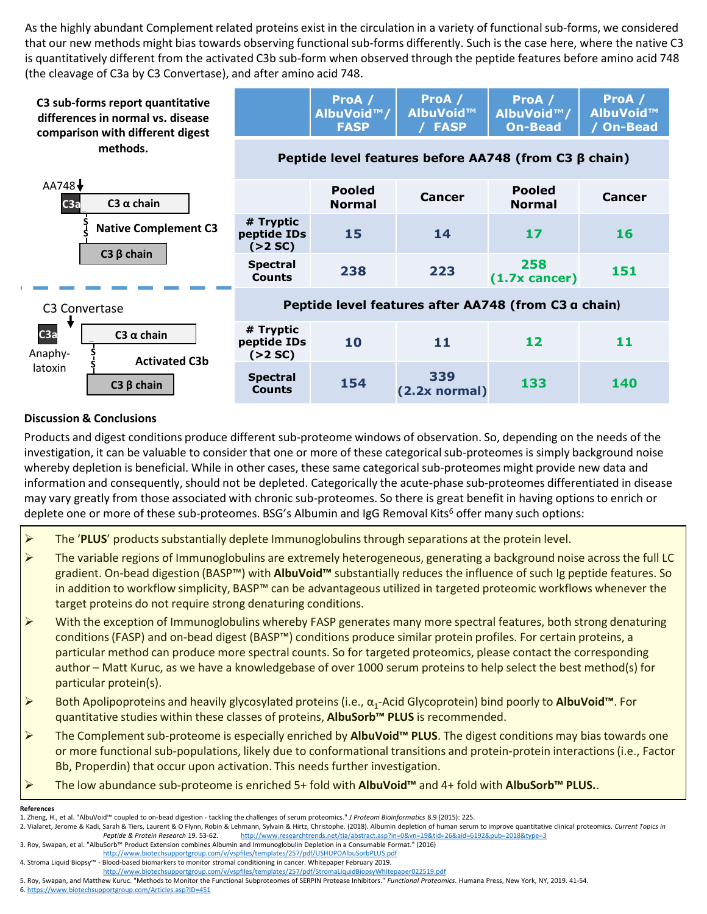As the highly abundant Complement related proteins exist in the circulation in a variety of functional sub-forms, we considered that our new methods might bias towards observing functional sub-forms differently. Such is the case here, where the native C3 is quantitatively different from the activated C3b sub-form when observed through the peptide features before amino acid 748 (the cleavage of C3a by C3 Convertase), and after amino acid 748.

**C3 sub-forms report quantitative differences in normal vs. disease comparison with different digest methods.**

AA748

C3a

C3 α chain

Native Complement C3

C3 β chain

C3 Convertase

C3a

Anaphy-latoxin

C3 α chain

Activated C3b

C3 β chain

| | ProA / AlbuVoid™ / FASP | ProA / AlbuVoid™ / FASP | ProA / AlbuVoid™ / On-Bead | ProA / AlbuVoid™ / On-Bead |
|---|---|---|---|---|
| **Peptide level features before AA748 (from C3 β chain)** | | | | |
| | Pooled Normal | Cancer | Pooled Normal | Cancer |
| # Tryptic peptide IDs (>2 SC) | 15 | 14 | 17 | 16 |
| Spectral Counts | 238 | 223 | 258 (1.7x cancer) | 151 |
| **Peptide level features after AA748 (from C3 α chain)** | | | | |
| # Tryptic peptide IDs (>2 SC) | 10 | 11 | 12 | 11 |
| Spectral Counts | 154 | 339 (2.2x normal) | 133 | 140 |

## Discussion & Conclusions

Products and digest conditions produce different sub-proteome windows of observation. So, depending on the needs of the investigation, it can be valuable to consider that one or more of these categorical sub-proteomes is simply background noise whereby depletion is beneficial. While in other cases, these same categorical sub-proteomes might provide new data and information and consequently, should not be depleted. Categorically the acute-phase sub-proteomes differentiated in disease may vary greatly from those associated with chronic sub-proteomes. So there is great benefit in having options to enrich or deplete one or more of these sub-proteomes. BSG's Albumin and IgG Removal Kits[6] offer many such options:

- The '**PLUS**' products substantially deplete Immunoglobulins through separations at the protein level.
- The variable regions of Immunoglobulins are extremely heterogeneous, generating a background noise across the full LC gradient. On-bead digestion (BASP™) with **AlbuVoid™** substantially reduces the influence of such Ig peptide features. So in addition to workflow simplicity, BASP™ can be advantageous utilized in targeted proteomic workflows whenever the target proteins do not require strong denaturing conditions.
- With the exception of Immunoglobulins whereby FASP generates many more spectral features, both strong denaturing conditions (FASP) and on-bead digest (BASP™) conditions produce similar protein profiles. For certain proteins, a particular method can produce more spectral counts. So for targeted proteomics, please contact the corresponding author – Matt Kuruc, as we have a knowledgebase of over 1000 serum proteins to help select the best method(s) for particular protein(s).
- Both Apolipoproteins and heavily glycosylated proteins (i.e., $\alpha_1$-Acid Glycoprotein) bind poorly to **AlbuVoid™**. For quantitative studies within these classes of proteins, **AlbuSorb™ PLUS** is recommended.
- The Complement sub-proteome is especially enriched by **AlbuVoid™ PLUS**. The digest conditions may bias towards one or more functional sub-populations, likely due to conformational transitions and protein-protein interactions (i.e., Factor Bb, Properdin) that occur upon activation. This needs further investigation.
- The low abundance sub-proteome is enriched 5+ fold with **AlbuVoid™** and 4+ fold with **AlbuSorb™ PLUS.**.

**References**

1. Zheng, H., et al. "AlbuVoid™ coupled to on-bead digestion - tackling the challenges of serum proteomics." *J Proteom Bioinformatics* 8.9 (2015): 225.
2. Vialaret, Jerome & Kadi, Sarah & Tiers, Laurent & O Flynn, Robin & Lehmann, Sylvain & Hirtz, Christophe. (2018). Albumin depletion of human serum to improve quantitative clinical proteomics. *Current Topics in Peptide & Protein Research* 19. 53-62. http://www.researchtrends.net/tia/abstract.asp?in=0&vn=19&tid=26&aid=6192&pub=2018&type=3
3. Roy, Swapan, et al. "AlbuSorb™ Product Extension combines Albumin and Immunoglobulin Depletion in a Consumable Format." (2016) http://www.biotechsupportgroup.com/v/vspfiles/templates/257/pdf/USHUPOAlbuSorbPLUS.pdf
4. Stroma Liquid Biopsy™ - Blood-based biomarkers to monitor stromal conditioning in cancer. Whitepaper February 2019. http://www.biotechsupportgroup.com/v/vspfiles/templates/257/pdf/StromaLiquidBiopsyWhitepaper022519.pdf
5. Roy, Swapan, and Matthew Kuruc. "Methods to Monitor the Functional Subproteomes of SERPIN Protease Inhibitors." *Functional Proteomics*. Humana Press, New York, NY, 2019. 41-54.
6. https://www.biotechsupportgroup.com/Articles.asp?ID=451